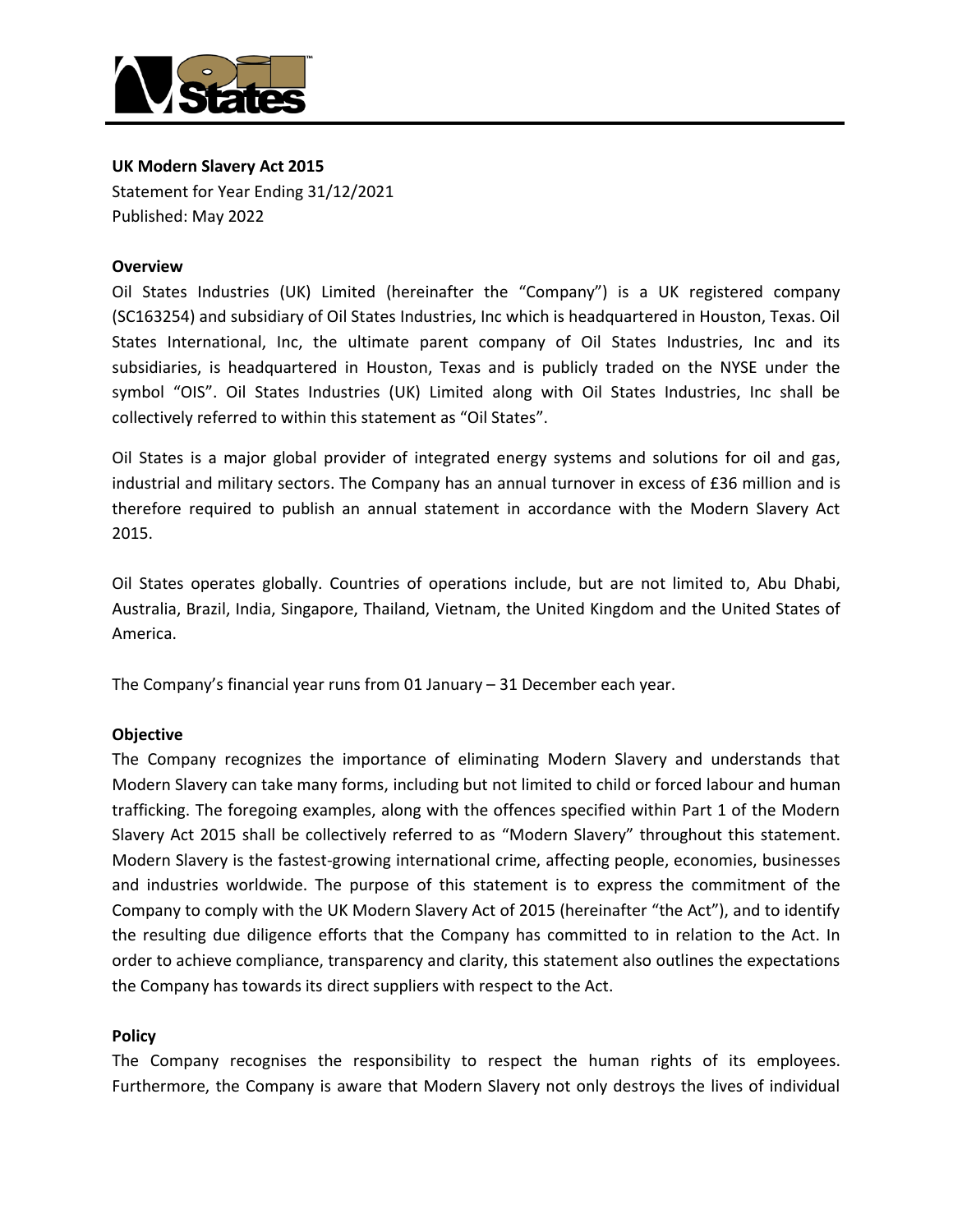**UK Modern Slavery Act 2015**

Statement for Year Ending 31/12/2021

Published: May 2022

**Overview**

Oil States Industries (UK) Limited (hereinafter the "Company") is a UK registered company (SC163254) and subsidiary of Oil States Industries, Inc which is headquartered in Houston, Texas. Oil States International, Inc, the ultimate parent company of Oil States Industries, Inc and its subsidiaries, is headquartered in Houston, Texas and is publicly traded on the NYSE under the symbol "OIS". Oil States Industries (UK) Limited along with Oil States Industries, Inc shall be collectively referred to within this statement as "Oil States".

Oil States is a major global provider of integrated energy systems and solutions for oil and gas, industrial and military sectors. The Company has an annual turnover in excess of £36 million and is therefore required to publish an annual statement in accordance with the Modern Slavery Act 2015.

Oil States operates globally. Countries of operations include, but are not limited to, Abu Dhabi, Australia, Brazil, India, Singapore, Thailand, Vietnam, the United Kingdom and the United States of America.

The Company's financial year runs from 01 January – 31 December each year.

**Objective**

The Company recognizes the importance of eliminating Modern Slavery and understands that Modern Slavery can take many forms, including but not limited to child or forced labour and human trafficking. The foregoing examples, along with the offences specified within Part 1 of the Modern Slavery Act 2015 shall be collectively referred to as "Modern Slavery" throughout this statement. Modern Slavery is the fastest-growing international crime, affecting people, economies, businesses and industries worldwide. The purpose of this statement is to express the commitment of the Company to comply with the UK Modern Slavery Act of 2015 (hereinafter "the Act"), and to identify the resulting due diligence efforts that the Company has committed to in relation to the Act. In order to achieve compliance, transparency and clarity, this statement also outlines the expectations the Company has towards its direct suppliers with respect to the Act.

**Policy**

The Company recognises the responsibility to respect the human rights of its employees. Furthermore, the Company is aware that Modern Slavery not only destroys the lives of individual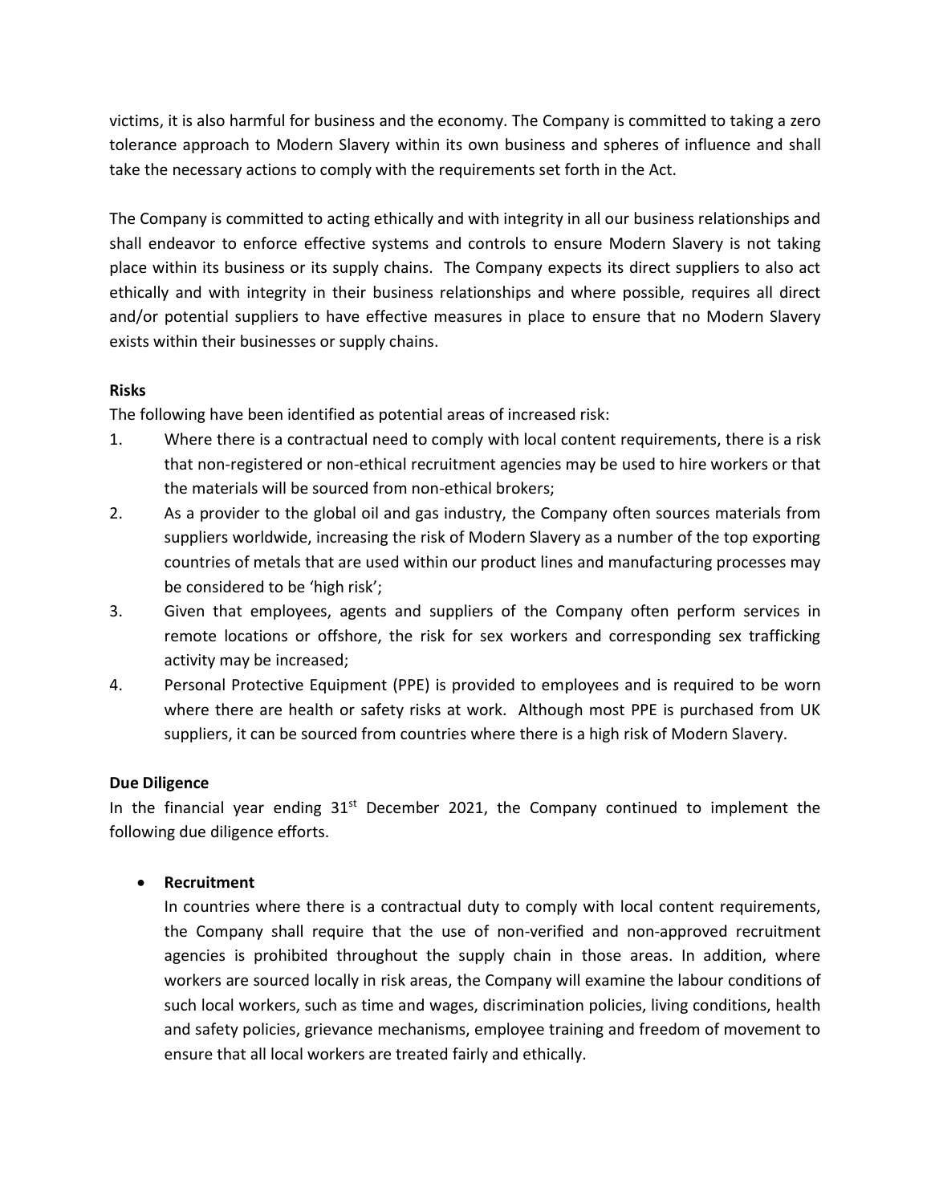victims, it is also harmful for business and the economy. The Company is committed to taking a zero tolerance approach to Modern Slavery within its own business and spheres of influence and shall take the necessary actions to comply with the requirements set forth in the Act.

The Company is committed to acting ethically and with integrity in all our business relationships and shall endeavor to enforce effective systems and controls to ensure Modern Slavery is not taking place within its business or its supply chains. The Company expects its direct suppliers to also act ethically and with integrity in their business relationships and where possible, requires all direct and/or potential suppliers to have effective measures in place to ensure that no Modern Slavery exists within their businesses or supply chains.

**Risks**

The following have been identified as potential areas of increased risk:

1. Where there is a contractual need to comply with local content requirements, there is a risk that non-registered or non-ethical recruitment agencies may be used to hire workers or that the materials will be sourced from non-ethical brokers;
2. As a provider to the global oil and gas industry, the Company often sources materials from suppliers worldwide, increasing the risk of Modern Slavery as a number of the top exporting countries of metals that are used within our product lines and manufacturing processes may be considered to be 'high risk';
3. Given that employees, agents and suppliers of the Company often perform services in remote locations or offshore, the risk for sex workers and corresponding sex trafficking activity may be increased;
4. Personal Protective Equipment (PPE) is provided to employees and is required to be worn where there are health or safety risks at work. Although most PPE is purchased from UK suppliers, it can be sourced from countries where there is a high risk of Modern Slavery.

**Due Diligence**

In the financial year ending 31st December 2021, the Company continued to implement the following due diligence efforts.

- **Recruitment**

  In countries where there is a contractual duty to comply with local content requirements, the Company shall require that the use of non-verified and non-approved recruitment agencies is prohibited throughout the supply chain in those areas. In addition, where workers are sourced locally in risk areas, the Company will examine the labour conditions of such local workers, such as time and wages, discrimination policies, living conditions, health and safety policies, grievance mechanisms, employee training and freedom of movement to ensure that all local workers are treated fairly and ethically.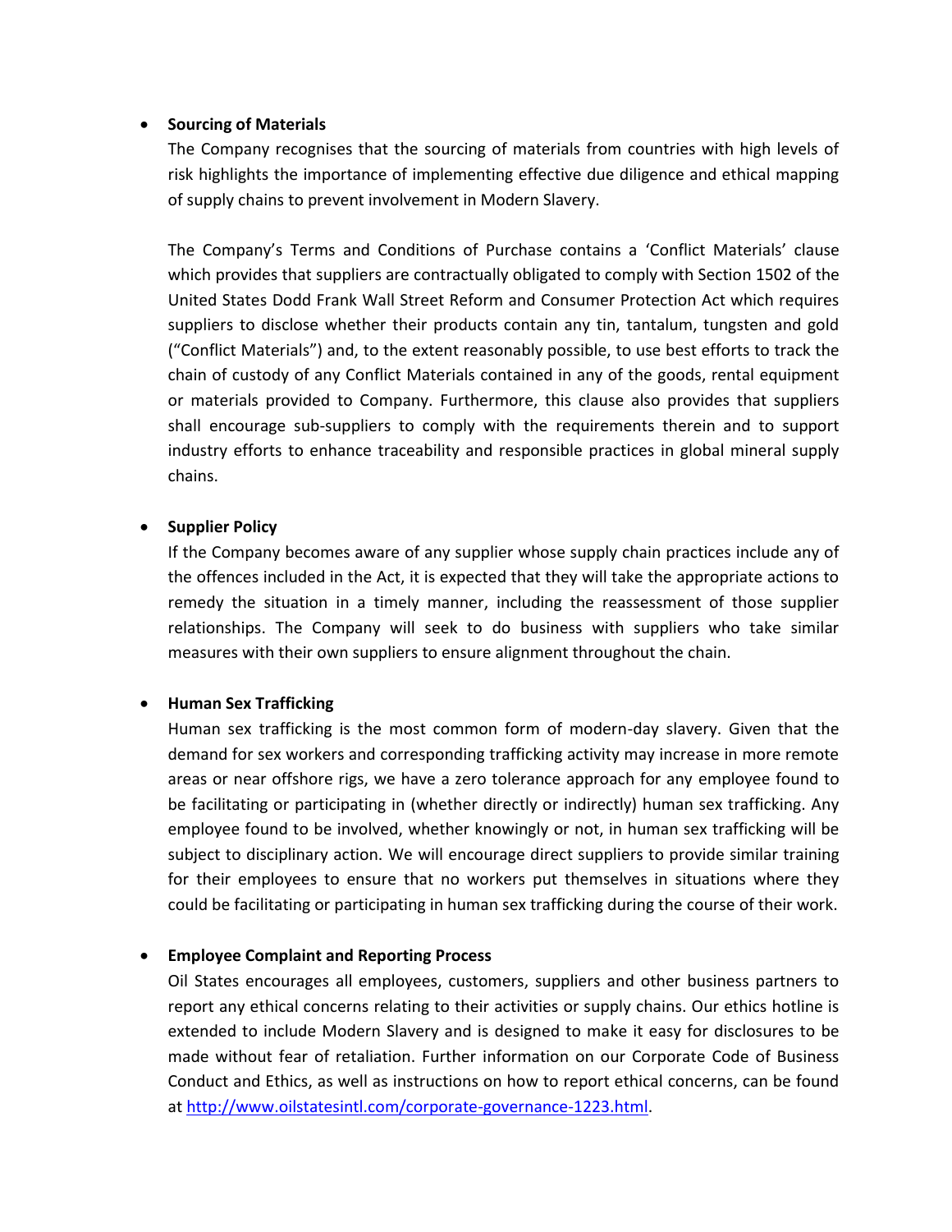- **Sourcing of Materials**

  The Company recognises that the sourcing of materials from countries with high levels of risk highlights the importance of implementing effective due diligence and ethical mapping of supply chains to prevent involvement in Modern Slavery.

  The Company's Terms and Conditions of Purchase contains a 'Conflict Materials' clause which provides that suppliers are contractually obligated to comply with Section 1502 of the United States Dodd Frank Wall Street Reform and Consumer Protection Act which requires suppliers to disclose whether their products contain any tin, tantalum, tungsten and gold ("Conflict Materials") and, to the extent reasonably possible, to use best efforts to track the chain of custody of any Conflict Materials contained in any of the goods, rental equipment or materials provided to Company. Furthermore, this clause also provides that suppliers shall encourage sub-suppliers to comply with the requirements therein and to support industry efforts to enhance traceability and responsible practices in global mineral supply chains.

- **Supplier Policy**

  If the Company becomes aware of any supplier whose supply chain practices include any of the offences included in the Act, it is expected that they will take the appropriate actions to remedy the situation in a timely manner, including the reassessment of those supplier relationships. The Company will seek to do business with suppliers who take similar measures with their own suppliers to ensure alignment throughout the chain.

- **Human Sex Trafficking**

  Human sex trafficking is the most common form of modern-day slavery. Given that the demand for sex workers and corresponding trafficking activity may increase in more remote areas or near offshore rigs, we have a zero tolerance approach for any employee found to be facilitating or participating in (whether directly or indirectly) human sex trafficking. Any employee found to be involved, whether knowingly or not, in human sex trafficking will be subject to disciplinary action. We will encourage direct suppliers to provide similar training for their employees to ensure that no workers put themselves in situations where they could be facilitating or participating in human sex trafficking during the course of their work.

- **Employee Complaint and Reporting Process**

  Oil States encourages all employees, customers, suppliers and other business partners to report any ethical concerns relating to their activities or supply chains. Our ethics hotline is extended to include Modern Slavery and is designed to make it easy for disclosures to be made without fear of retaliation. Further information on our Corporate Code of Business Conduct and Ethics, as well as instructions on how to report ethical concerns, can be found at [http://www.oilstatesintl.com/corporate-governance-1223.html](http://www.oilstatesintl.com/corporate-governance-1223.html).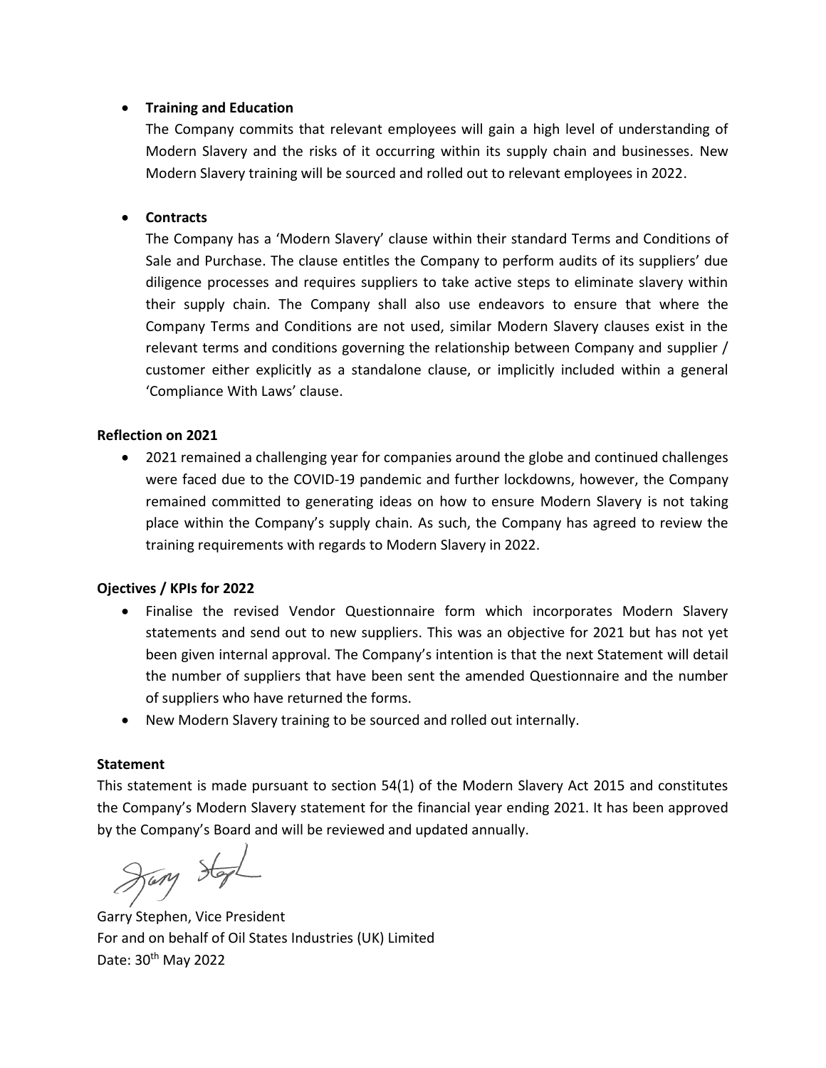- **Training and Education**

  The Company commits that relevant employees will gain a high level of understanding of Modern Slavery and the risks of it occurring within its supply chain and businesses. New Modern Slavery training will be sourced and rolled out to relevant employees in 2022.

- **Contracts**

  The Company has a 'Modern Slavery' clause within their standard Terms and Conditions of Sale and Purchase. The clause entitles the Company to perform audits of its suppliers' due diligence processes and requires suppliers to take active steps to eliminate slavery within their supply chain. The Company shall also use endeavors to ensure that where the Company Terms and Conditions are not used, similar Modern Slavery clauses exist in the relevant terms and conditions governing the relationship between Company and supplier / customer either explicitly as a standalone clause, or implicitly included within a general 'Compliance With Laws' clause.

**Reflection on 2021**

- 2021 remained a challenging year for companies around the globe and continued challenges were faced due to the COVID-19 pandemic and further lockdowns, however, the Company remained committed to generating ideas on how to ensure Modern Slavery is not taking place within the Company's supply chain. As such, the Company has agreed to review the training requirements with regards to Modern Slavery in 2022.

**Ojectives / KPIs for 2022**

- Finalise the revised Vendor Questionnaire form which incorporates Modern Slavery statements and send out to new suppliers. This was an objective for 2021 but has not yet been given internal approval. The Company's intention is that the next Statement will detail the number of suppliers that have been sent the amended Questionnaire and the number of suppliers who have returned the forms.
- New Modern Slavery training to be sourced and rolled out internally.

**Statement**

This statement is made pursuant to section 54(1) of the Modern Slavery Act 2015 and constitutes the Company's Modern Slavery statement for the financial year ending 2021. It has been approved by the Company's Board and will be reviewed and updated annually.

Garry Stephen, Vice President
For and on behalf of Oil States Industries (UK) Limited
Date: 30th May 2022